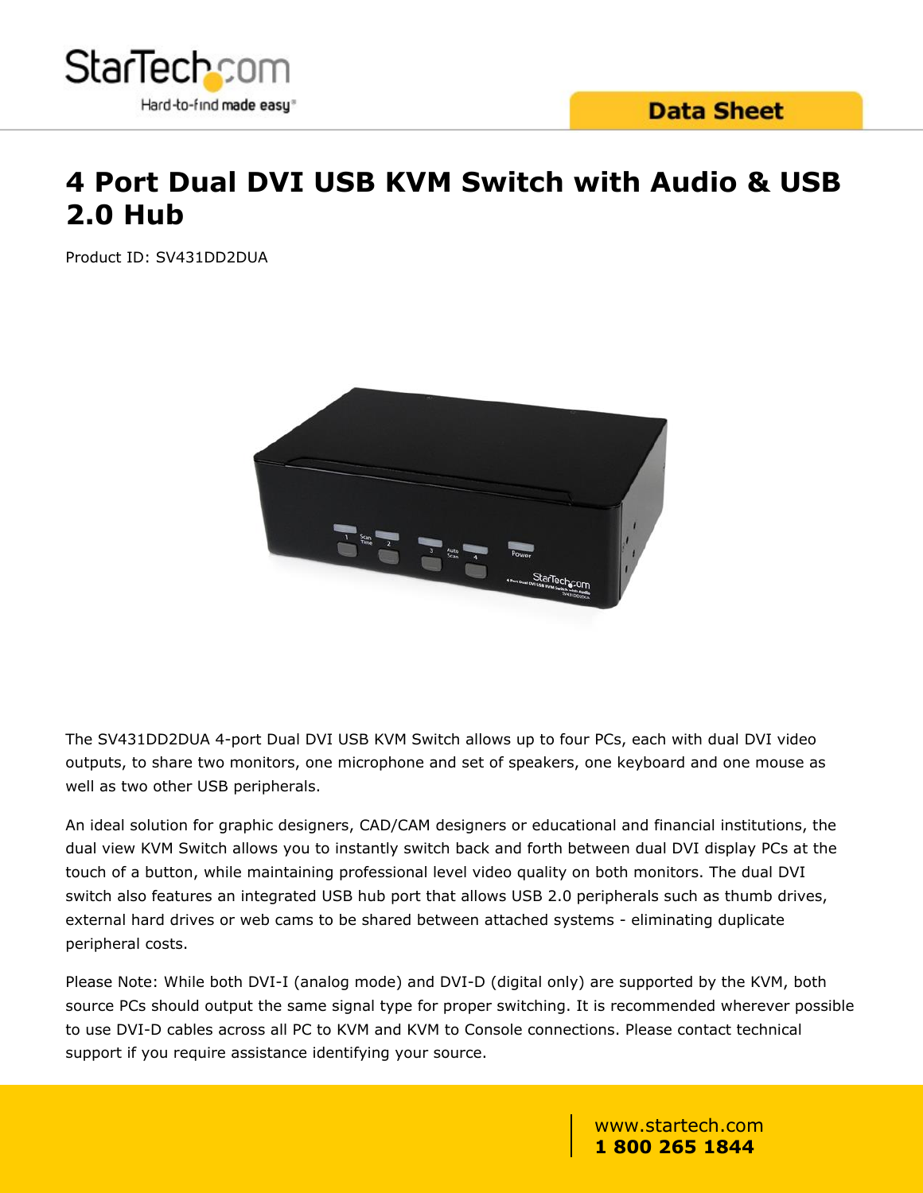# 4 Port Dual DVI USB KVM Switch with Audio & USB 2.0 Hub

Product ID: SV431DD2DUA

The SV431DD2DUA 4-port Dual DVI USB KVM Switch allows up to four PCs, each with dual DVI video outputs, to share two monitors, one microphone and set of speakers, one keyboard and one mouse as well as two other USB peripherals.

An ideal solution for graphic designers, CAD/CAM designers or educational and financial institutions, the dual view KVM Switch allows you to instantly switch back and forth between dual DVI display PCs at the touch of a button, while maintaining professional level video quality on both monitors. The dual DVI switch also features an integrated USB hub port that allows USB 2.0 peripherals such as thumb drives, external hard drives or web cams to be shared between attached systems - eliminating duplicate peripheral costs.

Please Note: While both DVI-I (analog mode) and DVI-D (digital only) are supported by the KVM, both source PCs should output the same signal type for proper switching. It is recommended wherever possible to use DVI-D cables across all PC to KVM and KVM to Console connections. Please contact technical support if you require assistance identifying your source.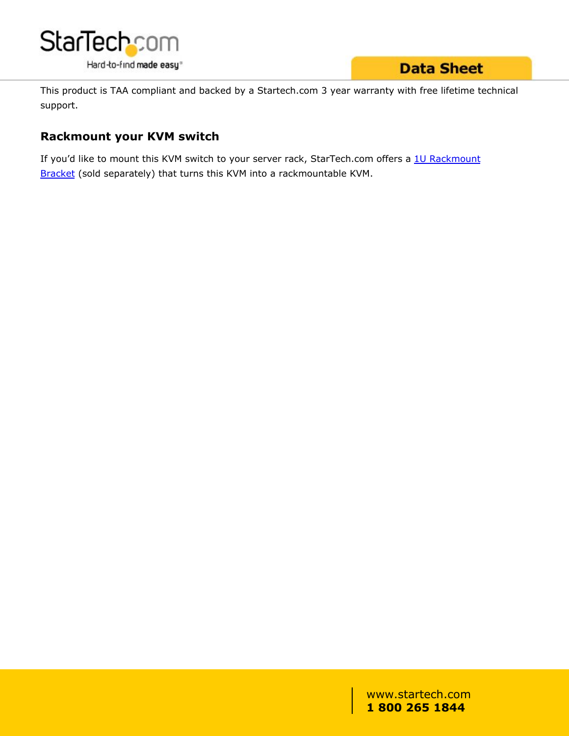This product is TAA compliant and backed by a Startech.com 3 year warranty with free lifetime technical support.

## Rackmount your KVM switch

If you'd like to mount this KVM switch to your server rack, StarTech.com offers a 1U Rackmount Bracket (sold separately) that turns this KVM into a rackmountable KVM.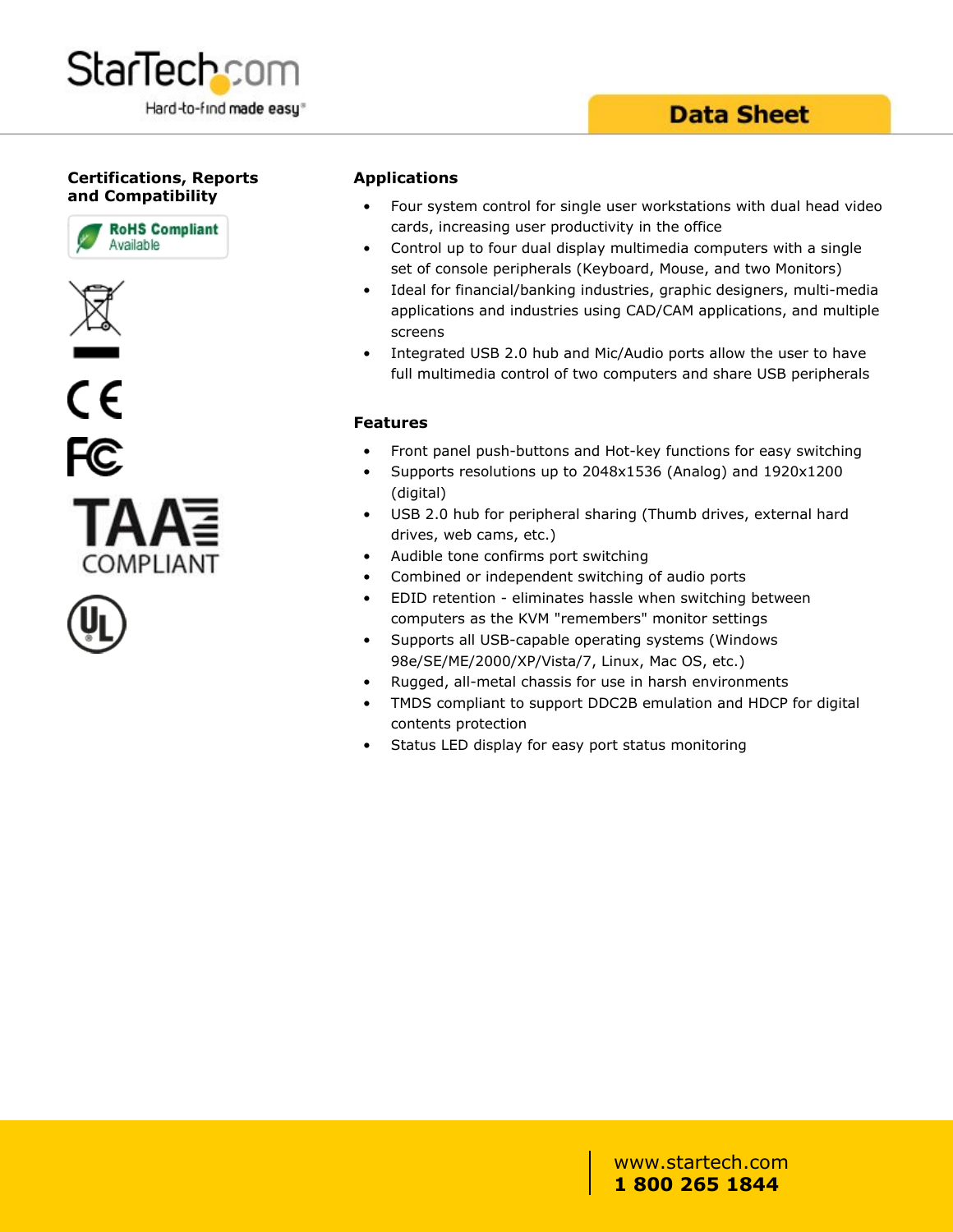## Certifications, Reports and Compatibility

RoHS Compliant Available

TAA COMPLIANT

## Applications

- Four system control for single user workstations with dual head video cards, increasing user productivity in the office
- Control up to four dual display multimedia computers with a single set of console peripherals (Keyboard, Mouse, and two Monitors)
- Ideal for financial/banking industries, graphic designers, multi-media applications and industries using CAD/CAM applications, and multiple screens
- Integrated USB 2.0 hub and Mic/Audio ports allow the user to have full multimedia control of two computers and share USB peripherals

## Features

- Front panel push-buttons and Hot-key functions for easy switching
- Supports resolutions up to 2048x1536 (Analog) and 1920x1200 (digital)
- USB 2.0 hub for peripheral sharing (Thumb drives, external hard drives, web cams, etc.)
- Audible tone confirms port switching
- Combined or independent switching of audio ports
- EDID retention - eliminates hassle when switching between computers as the KVM "remembers" monitor settings
- Supports all USB-capable operating systems (Windows 98e/SE/ME/2000/XP/Vista/7, Linux, Mac OS, etc.)
- Rugged, all-metal chassis for use in harsh environments
- TMDS compliant to support DDC2B emulation and HDCP for digital contents protection
- Status LED display for easy port status monitoring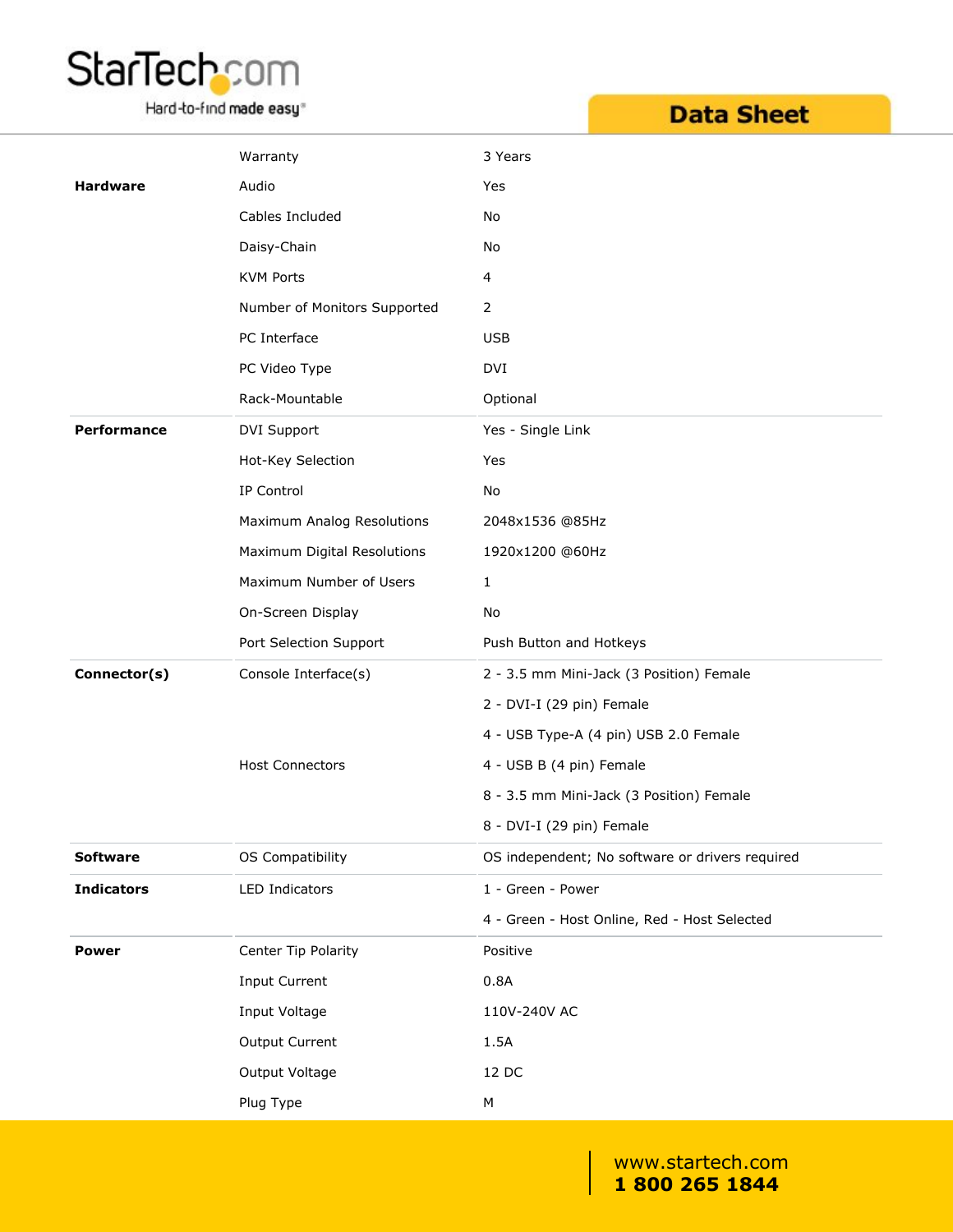| | | |
|---|---|---|
| | Warranty | 3 Years |
| **Hardware** | Audio | Yes |
| | Cables Included | No |
| | Daisy-Chain | No |
| | KVM Ports | 4 |
| | Number of Monitors Supported | 2 |
| | PC Interface | USB |
| | PC Video Type | DVI |
| | Rack-Mountable | Optional |
| **Performance** | DVI Support | Yes - Single Link |
| | Hot-Key Selection | Yes |
| | IP Control | No |
| | Maximum Analog Resolutions | 2048x1536 @85Hz |
| | Maximum Digital Resolutions | 1920x1200 @60Hz |
| | Maximum Number of Users | 1 |
| | On-Screen Display | No |
| | Port Selection Support | Push Button and Hotkeys |
| **Connector(s)** | Console Interface(s) | 2 - 3.5 mm Mini-Jack (3 Position) Female |
| | | 2 - DVI-I (29 pin) Female |
| | | 4 - USB Type-A (4 pin) USB 2.0 Female |
| | Host Connectors | 4 - USB B (4 pin) Female |
| | | 8 - 3.5 mm Mini-Jack (3 Position) Female |
| | | 8 - DVI-I (29 pin) Female |
| **Software** | OS Compatibility | OS independent; No software or drivers required |
| **Indicators** | LED Indicators | 1 - Green - Power |
| | | 4 - Green - Host Online, Red - Host Selected |
| **Power** | Center Tip Polarity | Positive |
| | Input Current | 0.8A |
| | Input Voltage | 110V-240V AC |
| | Output Current | 1.5A |
| | Output Voltage | 12 DC |
| | Plug Type | M |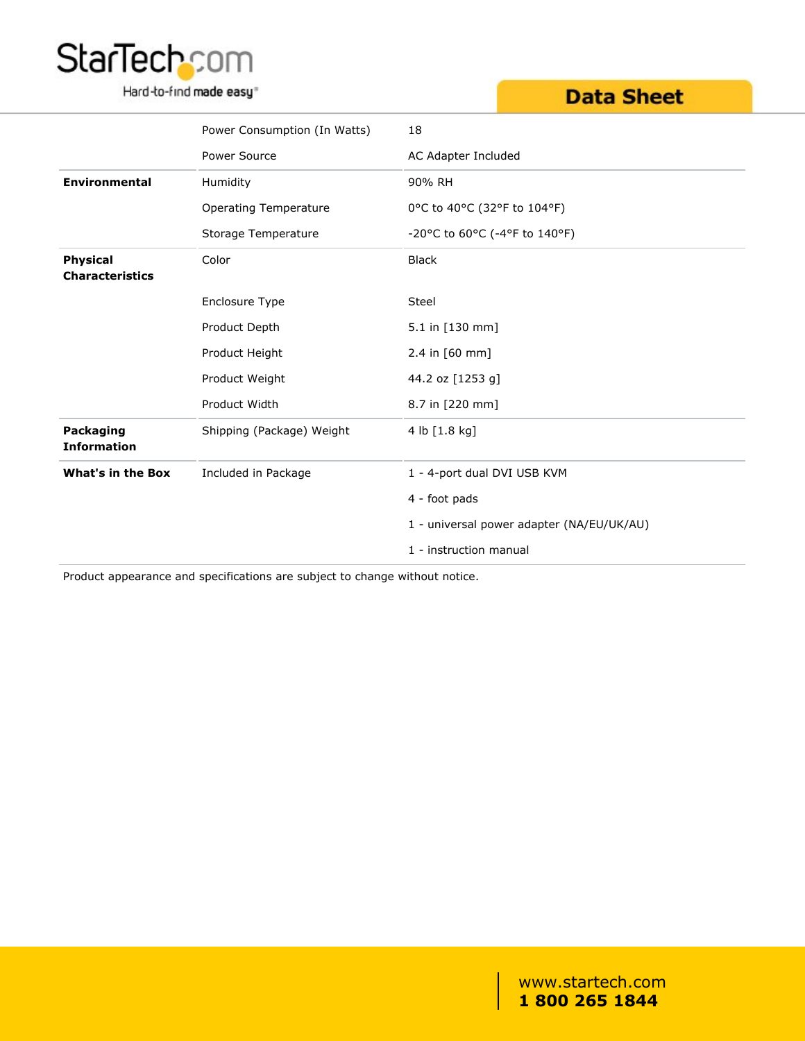| | | |
|---|---|---|
| | Power Consumption (In Watts) | 18 |
| | Power Source | AC Adapter Included |
| **Environmental** | Humidity | 90% RH |
| | Operating Temperature | 0°C to 40°C (32°F to 104°F) |
| | Storage Temperature | -20°C to 60°C (-4°F to 140°F) |
| **Physical Characteristics** | Color | Black |
| | Enclosure Type | Steel |
| | Product Depth | 5.1 in [130 mm] |
| | Product Height | 2.4 in [60 mm] |
| | Product Weight | 44.2 oz [1253 g] |
| | Product Width | 8.7 in [220 mm] |
| **Packaging Information** | Shipping (Package) Weight | 4 lb [1.8 kg] |
| **What's in the Box** | Included in Package | 1 - 4-port dual DVI USB KVM |
| | | 4 - foot pads |
| | | 1 - universal power adapter (NA/EU/UK/AU) |
| | | 1 - instruction manual |

Product appearance and specifications are subject to change without notice.